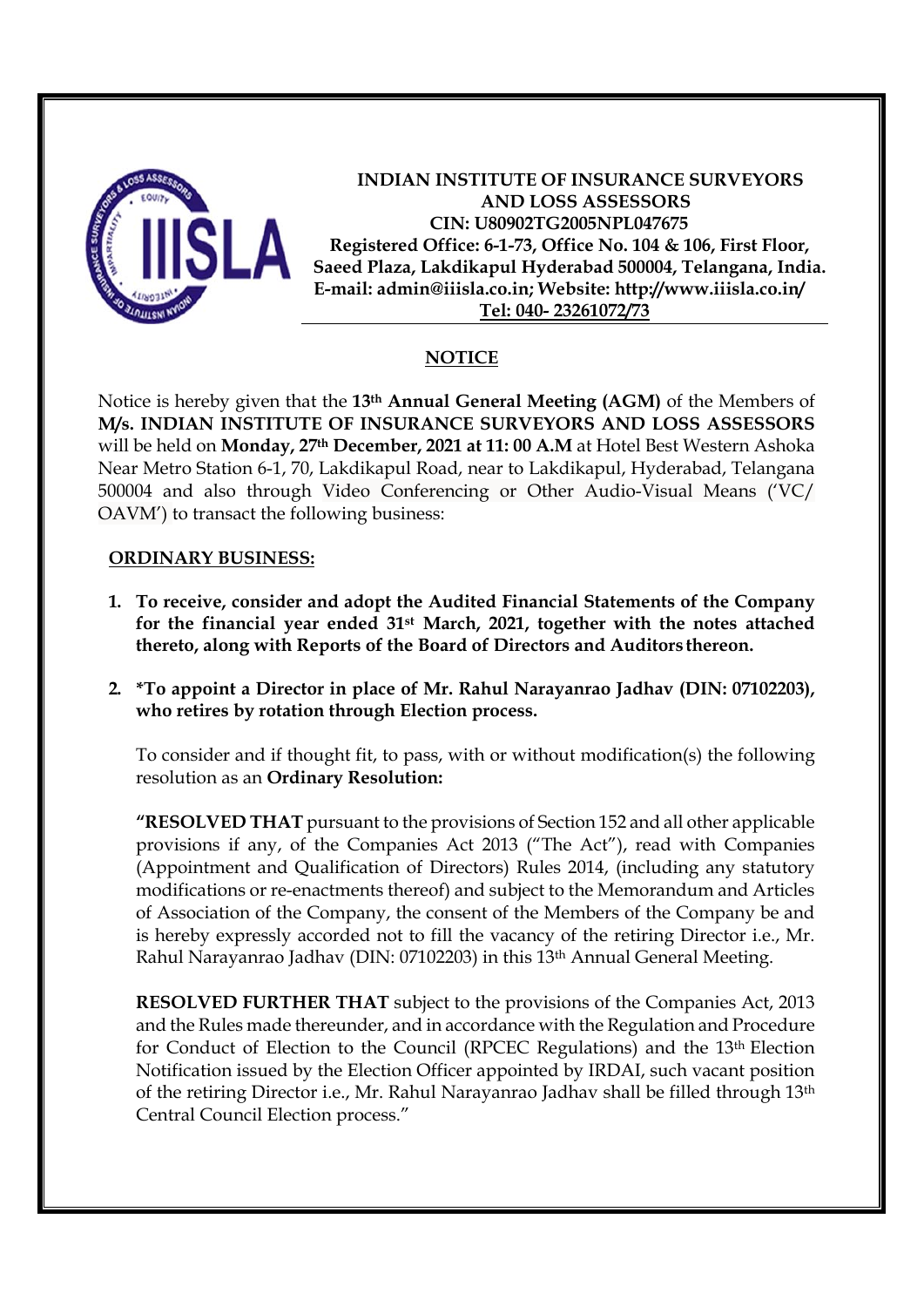**INDIAN INSTITUTE OF INSURANCE SURVEYORS AND LOSS ASSESSORS**
**CIN: U80902TG2005NPL047675**
**Registered Office: 6-1-73, Office No. 104 & 106, First Floor, Saeed Plaza, Lakdikapul Hyderabad 500004, Telangana, India.**
**E-mail: admin@iiisla.co.in; Website: http://www.iiisla.co.in/**
**Tel: 040- 23261072/73**

## NOTICE

Notice is hereby given that the **13th Annual General Meeting (AGM)** of the Members of **M/s. INDIAN INSTITUTE OF INSURANCE SURVEYORS AND LOSS ASSESSORS** will be held on **Monday, 27th December, 2021 at 11: 00 A.M** at Hotel Best Western Ashoka Near Metro Station 6-1, 70, Lakdikapul Road, near to Lakdikapul, Hyderabad, Telangana 500004 and also through Video Conferencing or Other Audio-Visual Means ('VC/ OAVM') to transact the following business:

### ORDINARY BUSINESS:

1. **To receive, consider and adopt the Audited Financial Statements of the Company for the financial year ended 31st March, 2021, together with the notes attached thereto, along with Reports of the Board of Directors and Auditors thereon.**

2. **\*To appoint a Director in place of Mr. Rahul Narayanrao Jadhav (DIN: 07102203), who retires by rotation through Election process.**

   To consider and if thought fit, to pass, with or without modification(s) the following resolution as an **Ordinary Resolution:**

   **"RESOLVED THAT** pursuant to the provisions of Section 152 and all other applicable provisions if any, of the Companies Act 2013 ("The Act"), read with Companies (Appointment and Qualification of Directors) Rules 2014, (including any statutory modifications or re-enactments thereof) and subject to the Memorandum and Articles of Association of the Company, the consent of the Members of the Company be and is hereby expressly accorded not to fill the vacancy of the retiring Director i.e., Mr. Rahul Narayanrao Jadhav (DIN: 07102203) in this 13th Annual General Meeting.

   **RESOLVED FURTHER THAT** subject to the provisions of the Companies Act, 2013 and the Rules made thereunder, and in accordance with the Regulation and Procedure for Conduct of Election to the Council (RPCEC Regulations) and the 13th Election Notification issued by the Election Officer appointed by IRDAI, such vacant position of the retiring Director i.e., Mr. Rahul Narayanrao Jadhav shall be filled through 13th Central Council Election process."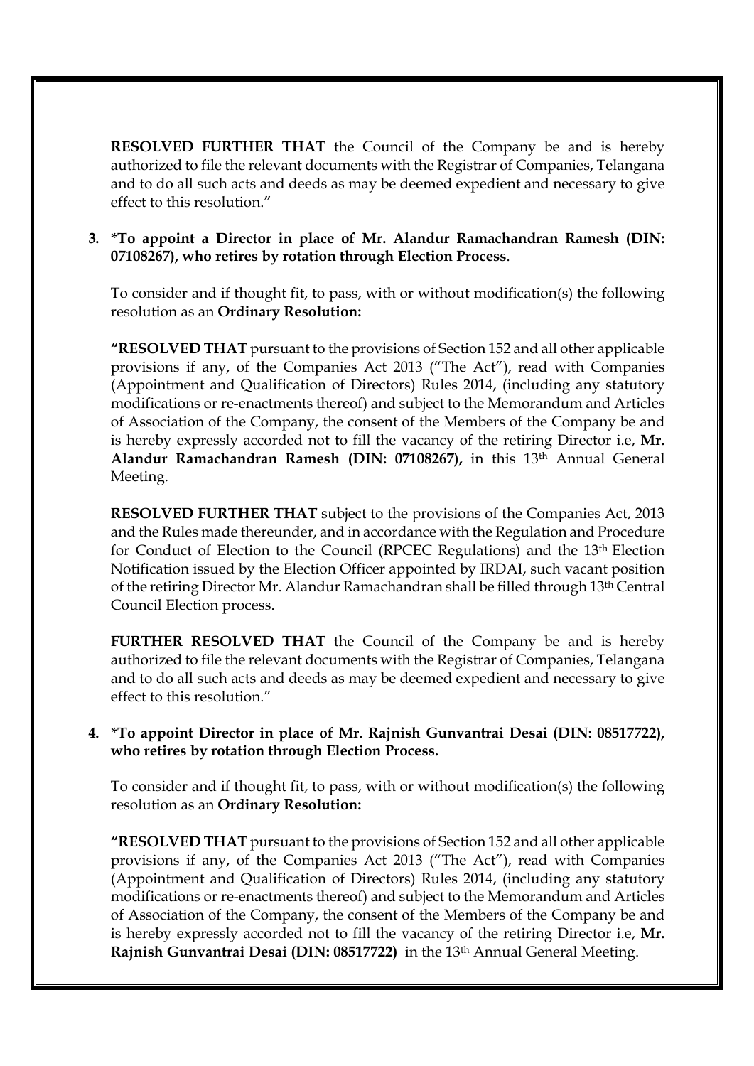**RESOLVED FURTHER THAT** the Council of the Company be and is hereby authorized to file the relevant documents with the Registrar of Companies, Telangana and to do all such acts and deeds as may be deemed expedient and necessary to give effect to this resolution."

3. **\*To appoint a Director in place of Mr. Alandur Ramachandran Ramesh (DIN: 07108267), who retires by rotation through Election Process**.

   To consider and if thought fit, to pass, with or without modification(s) the following resolution as an **Ordinary Resolution:**

   **"RESOLVED THAT** pursuant to the provisions of Section 152 and all other applicable provisions if any, of the Companies Act 2013 ("The Act"), read with Companies (Appointment and Qualification of Directors) Rules 2014, (including any statutory modifications or re-enactments thereof) and subject to the Memorandum and Articles of Association of the Company, the consent of the Members of the Company be and is hereby expressly accorded not to fill the vacancy of the retiring Director i.e, **Mr. Alandur Ramachandran Ramesh (DIN: 07108267),** in this 13th Annual General Meeting.

   **RESOLVED FURTHER THAT** subject to the provisions of the Companies Act, 2013 and the Rules made thereunder, and in accordance with the Regulation and Procedure for Conduct of Election to the Council (RPCEC Regulations) and the 13th Election Notification issued by the Election Officer appointed by IRDAI, such vacant position of the retiring Director Mr. Alandur Ramachandran shall be filled through 13th Central Council Election process.

   **FURTHER RESOLVED THAT** the Council of the Company be and is hereby authorized to file the relevant documents with the Registrar of Companies, Telangana and to do all such acts and deeds as may be deemed expedient and necessary to give effect to this resolution."

4. **\*To appoint Director in place of Mr. Rajnish Gunvantrai Desai (DIN: 08517722), who retires by rotation through Election Process.**

   To consider and if thought fit, to pass, with or without modification(s) the following resolution as an **Ordinary Resolution:**

   **"RESOLVED THAT** pursuant to the provisions of Section 152 and all other applicable provisions if any, of the Companies Act 2013 ("The Act"), read with Companies (Appointment and Qualification of Directors) Rules 2014, (including any statutory modifications or re-enactments thereof) and subject to the Memorandum and Articles of Association of the Company, the consent of the Members of the Company be and is hereby expressly accorded not to fill the vacancy of the retiring Director i.e, **Mr. Rajnish Gunvantrai Desai (DIN: 08517722)** in the 13th Annual General Meeting.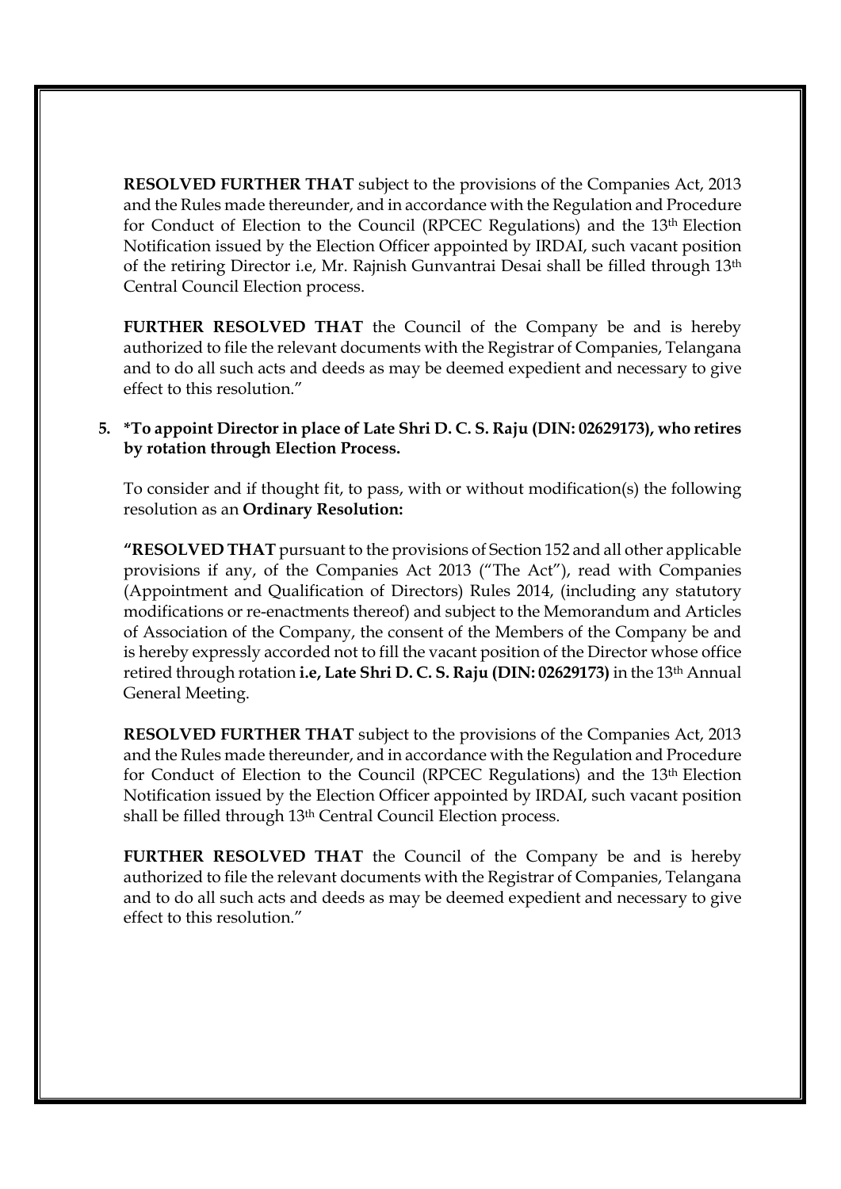**RESOLVED FURTHER THAT** subject to the provisions of the Companies Act, 2013 and the Rules made thereunder, and in accordance with the Regulation and Procedure for Conduct of Election to the Council (RPCEC Regulations) and the 13th Election Notification issued by the Election Officer appointed by IRDAI, such vacant position of the retiring Director i.e, Mr. Rajnish Gunvantrai Desai shall be filled through 13th Central Council Election process.

**FURTHER RESOLVED THAT** the Council of the Company be and is hereby authorized to file the relevant documents with the Registrar of Companies, Telangana and to do all such acts and deeds as may be deemed expedient and necessary to give effect to this resolution."

5. **\*To appoint Director in place of Late Shri D. C. S. Raju (DIN: 02629173), who retires by rotation through Election Process.**

   To consider and if thought fit, to pass, with or without modification(s) the following resolution as an **Ordinary Resolution:**

   **"RESOLVED THAT** pursuant to the provisions of Section 152 and all other applicable provisions if any, of the Companies Act 2013 ("The Act"), read with Companies (Appointment and Qualification of Directors) Rules 2014, (including any statutory modifications or re-enactments thereof) and subject to the Memorandum and Articles of Association of the Company, the consent of the Members of the Company be and is hereby expressly accorded not to fill the vacant position of the Director whose office retired through rotation **i.e, Late Shri D. C. S. Raju (DIN: 02629173)** in the 13th Annual General Meeting.

   **RESOLVED FURTHER THAT** subject to the provisions of the Companies Act, 2013 and the Rules made thereunder, and in accordance with the Regulation and Procedure for Conduct of Election to the Council (RPCEC Regulations) and the 13th Election Notification issued by the Election Officer appointed by IRDAI, such vacant position shall be filled through 13th Central Council Election process.

   **FURTHER RESOLVED THAT** the Council of the Company be and is hereby authorized to file the relevant documents with the Registrar of Companies, Telangana and to do all such acts and deeds as may be deemed expedient and necessary to give effect to this resolution."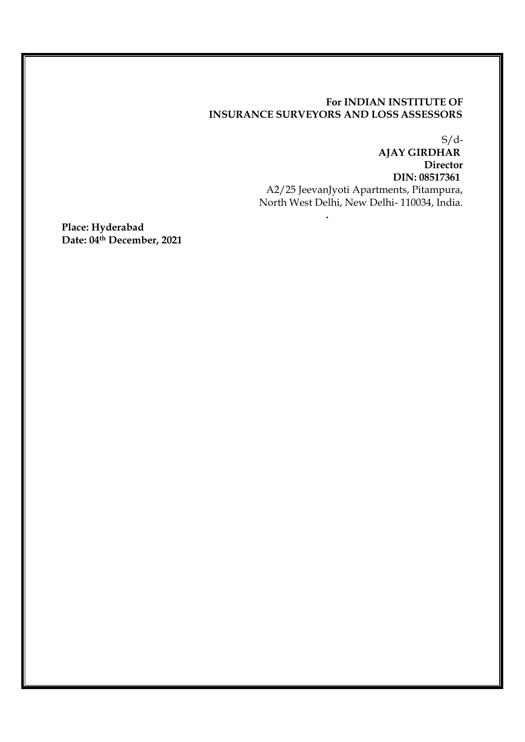**For INDIAN INSTITUTE OF INSURANCE SURVEYORS AND LOSS ASSESSORS**

S/d-

**AJAY GIRDHAR**

**Director**

**DIN: 08517361**

A2/25 JeevanJyoti Apartments, Pitampura, North West Delhi, New Delhi- 110034, India.

.

**Place: Hyderabad**

**Date: 04th December, 2021**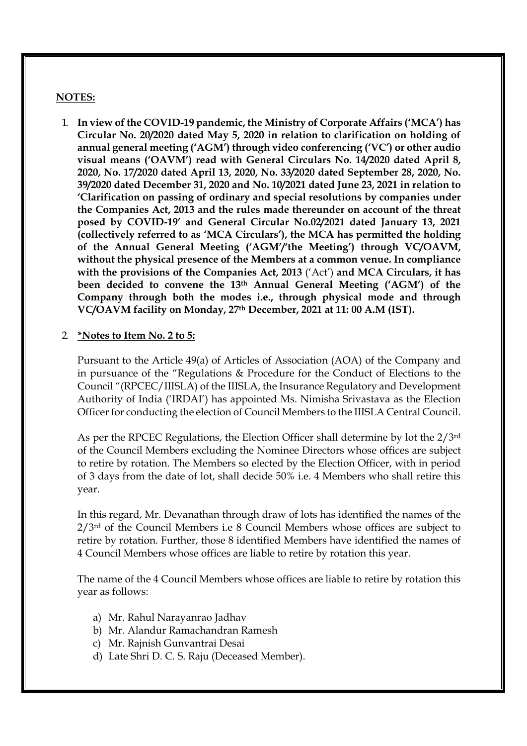**NOTES:**

1. **In view of the COVID-19 pandemic, the Ministry of Corporate Affairs ('MCA') has Circular No. 20/2020 dated May 5, 2020 in relation to clarification on holding of annual general meeting ('AGM') through video conferencing ('VC') or other audio visual means ('OAVM') read with General Circulars No. 14/2020 dated April 8, 2020, No. 17/2020 dated April 13, 2020, No. 33/2020 dated September 28, 2020, No. 39/2020 dated December 31, 2020 and No. 10/2021 dated June 23, 2021 in relation to 'Clarification on passing of ordinary and special resolutions by companies under the Companies Act, 2013 and the rules made thereunder on account of the threat posed by COVID-19' and General Circular No.02/2021 dated January 13, 2021 (collectively referred to as 'MCA Circulars'), the MCA has permitted the holding of the Annual General Meeting ('AGM'/'the Meeting') through VC/OAVM, without the physical presence of the Members at a common venue. In compliance with the provisions of the Companies Act, 2013** ('Act') **and MCA Circulars, it has been decided to convene the 13th Annual General Meeting ('AGM') of the Company through both the modes i.e., through physical mode and through VC/OAVM facility on Monday, 27th December, 2021 at 11: 00 A.M (IST).**

2. **<u>*Notes to Item No. 2 to 5:</u>**

   Pursuant to the Article 49(a) of Articles of Association (AOA) of the Company and in pursuance of the "Regulations & Procedure for the Conduct of Elections to the Council "(RPCEC/IIISLA) of the IIISLA, the Insurance Regulatory and Development Authority of India ('IRDAI') has appointed Ms. Nimisha Srivastava as the Election Officer for conducting the election of Council Members to the IIISLA Central Council.

   As per the RPCEC Regulations, the Election Officer shall determine by lot the 2/3rd of the Council Members excluding the Nominee Directors whose offices are subject to retire by rotation. The Members so elected by the Election Officer, with in period of 3 days from the date of lot, shall decide 50% i.e. 4 Members who shall retire this year.

   In this regard, Mr. Devanathan through draw of lots has identified the names of the 2/3rd of the Council Members i.e 8 Council Members whose offices are subject to retire by rotation. Further, those 8 identified Members have identified the names of 4 Council Members whose offices are liable to retire by rotation this year.

   The name of the 4 Council Members whose offices are liable to retire by rotation this year as follows:

   a) Mr. Rahul Narayanrao Jadhav
   b) Mr. Alandur Ramachandran Ramesh
   c) Mr. Rajnish Gunvantrai Desai
   d) Late Shri D. C. S. Raju (Deceased Member).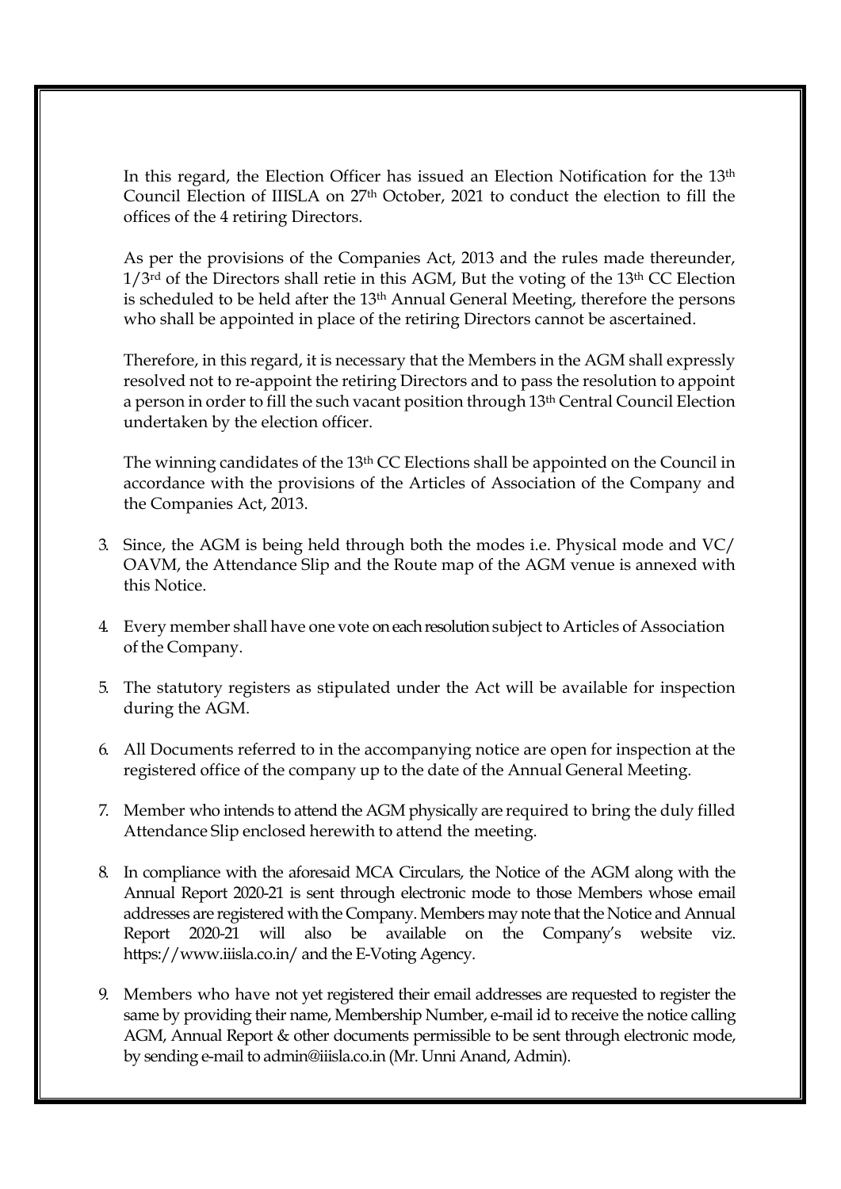In this regard, the Election Officer has issued an Election Notification for the 13th Council Election of IIISLA on 27th October, 2021 to conduct the election to fill the offices of the 4 retiring Directors.

As per the provisions of the Companies Act, 2013 and the rules made thereunder, 1/3rd of the Directors shall retie in this AGM, But the voting of the 13th CC Election is scheduled to be held after the 13th Annual General Meeting, therefore the persons who shall be appointed in place of the retiring Directors cannot be ascertained.

Therefore, in this regard, it is necessary that the Members in the AGM shall expressly resolved not to re-appoint the retiring Directors and to pass the resolution to appoint a person in order to fill the such vacant position through 13th Central Council Election undertaken by the election officer.

The winning candidates of the 13th CC Elections shall be appointed on the Council in accordance with the provisions of the Articles of Association of the Company and the Companies Act, 2013.

3. Since, the AGM is being held through both the modes i.e. Physical mode and VC/ OAVM, the Attendance Slip and the Route map of the AGM venue is annexed with this Notice.

4. Every member shall have one vote on each resolution subject to Articles of Association of the Company.

5. The statutory registers as stipulated under the Act will be available for inspection during the AGM.

6. All Documents referred to in the accompanying notice are open for inspection at the registered office of the company up to the date of the Annual General Meeting.

7. Member who intends to attend the AGM physically are required to bring the duly filled Attendance Slip enclosed herewith to attend the meeting.

8. In compliance with the aforesaid MCA Circulars, the Notice of the AGM along with the Annual Report 2020-21 is sent through electronic mode to those Members whose email addresses are registered with the Company. Members may note that the Notice and Annual Report 2020-21 will also be available on the Company's website viz. https://www.iiisla.co.in/ and the E-Voting Agency.

9. Members who have not yet registered their email addresses are requested to register the same by providing their name, Membership Number, e-mail id to receive the notice calling AGM, Annual Report & other documents permissible to be sent through electronic mode, by sending e-mail to admin@iiisla.co.in (Mr. Unni Anand, Admin).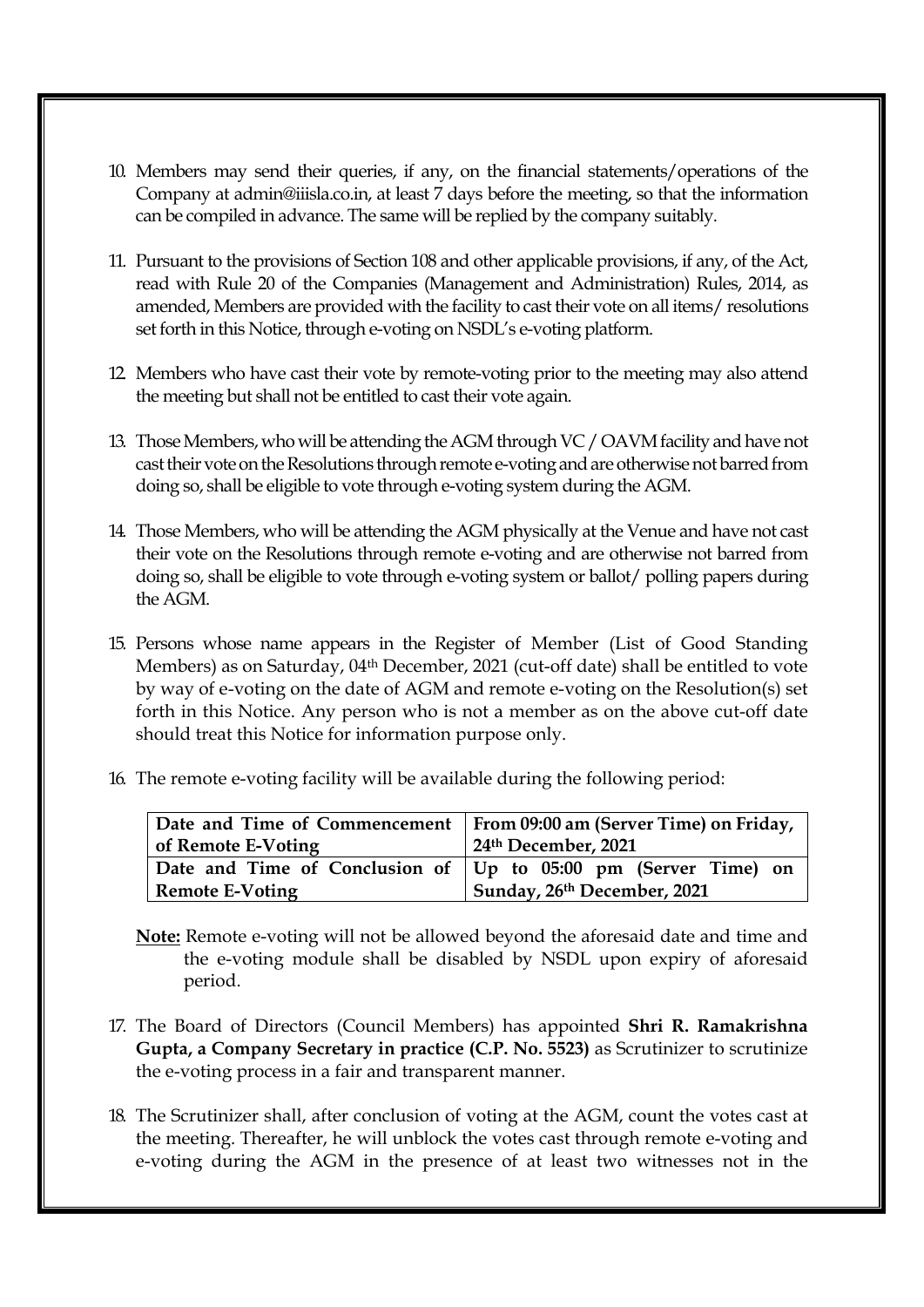10. Members may send their queries, if any, on the financial statements/operations of the Company at admin@iiisla.co.in, at least 7 days before the meeting, so that the information can be compiled in advance. The same will be replied by the company suitably.

11. Pursuant to the provisions of Section 108 and other applicable provisions, if any, of the Act, read with Rule 20 of the Companies (Management and Administration) Rules, 2014, as amended, Members are provided with the facility to cast their vote on all items/ resolutions set forth in this Notice, through e-voting on NSDL's e-voting platform.

12. Members who have cast their vote by remote-voting prior to the meeting may also attend the meeting but shall not be entitled to cast their vote again.

13. Those Members, who will be attending the AGM through VC / OAVM facility and have not cast their vote on the Resolutions through remote e-voting and are otherwise not barred from doing so, shall be eligible to vote through e-voting system during the AGM.

14. Those Members, who will be attending the AGM physically at the Venue and have not cast their vote on the Resolutions through remote e-voting and are otherwise not barred from doing so, shall be eligible to vote through e-voting system or ballot/ polling papers during the AGM.

15. Persons whose name appears in the Register of Member (List of Good Standing Members) as on Saturday, 04th December, 2021 (cut-off date) shall be entitled to vote by way of e-voting on the date of AGM and remote e-voting on the Resolution(s) set forth in this Notice. Any person who is not a member as on the above cut-off date should treat this Notice for information purpose only.

16. The remote e-voting facility will be available during the following period:

| **Date and Time of Commencement of Remote E-Voting** | **From 09:00 am (Server Time) on Friday, 24th December, 2021** |
|---|---|
| **Date and Time of Conclusion of Remote E-Voting** | **Up to 05:00 pm (Server Time) on Sunday, 26th December, 2021** |

**Note:** Remote e-voting will not be allowed beyond the aforesaid date and time and the e-voting module shall be disabled by NSDL upon expiry of aforesaid period.

17. The Board of Directors (Council Members) has appointed **Shri R. Ramakrishna Gupta, a Company Secretary in practice (C.P. No. 5523)** as Scrutinizer to scrutinize the e-voting process in a fair and transparent manner.

18. The Scrutinizer shall, after conclusion of voting at the AGM, count the votes cast at the meeting. Thereafter, he will unblock the votes cast through remote e-voting and e-voting during the AGM in the presence of at least two witnesses not in the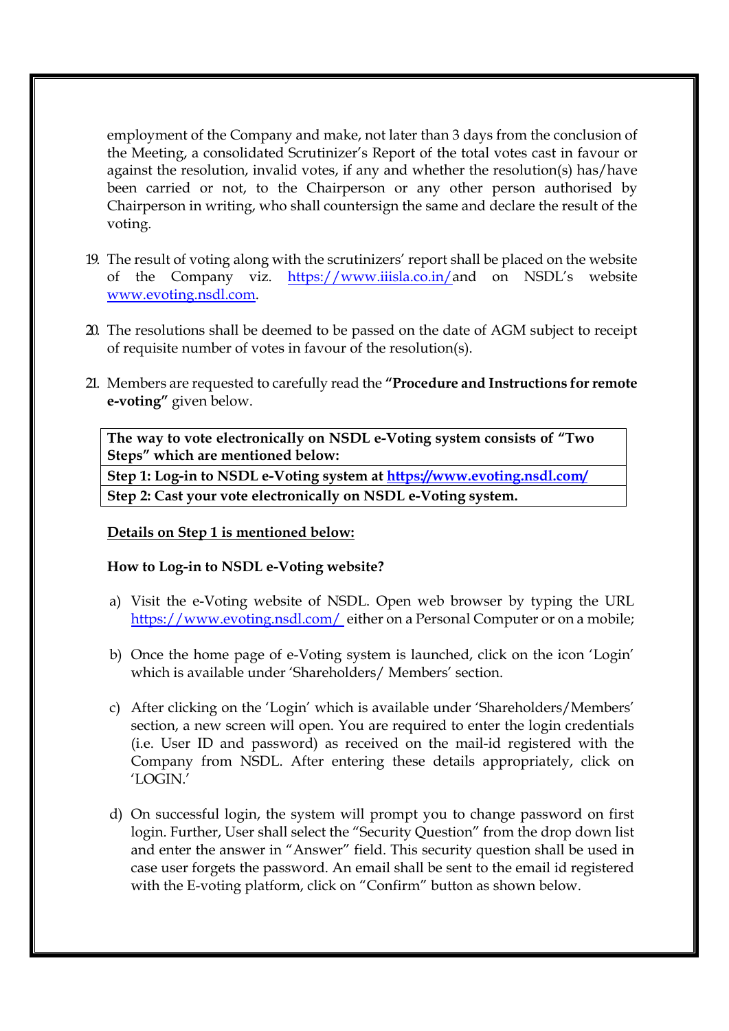employment of the Company and make, not later than 3 days from the conclusion of the Meeting, a consolidated Scrutinizer's Report of the total votes cast in favour or against the resolution, invalid votes, if any and whether the resolution(s) has/have been carried or not, to the Chairperson or any other person authorised by Chairperson in writing, who shall countersign the same and declare the result of the voting.

19. The result of voting along with the scrutinizers' report shall be placed on the website of the Company viz. https://www.iiisla.co.in/ and on NSDL's website www.evoting.nsdl.com.

20. The resolutions shall be deemed to be passed on the date of AGM subject to receipt of requisite number of votes in favour of the resolution(s).

21. Members are requested to carefully read the **"Procedure and Instructions for remote e-voting"** given below.

| **The way to vote electronically on NSDL e-Voting system consists of "Two Steps" which are mentioned below:** |
|---|
| **Step 1: Log-in to NSDL e-Voting system at https://www.evoting.nsdl.com/** |
| **Step 2: Cast your vote electronically on NSDL e-Voting system.** |

**Details on Step 1 is mentioned below:**

**How to Log-in to NSDL e-Voting website?**

a) Visit the e-Voting website of NSDL. Open web browser by typing the URL https://www.evoting.nsdl.com/ either on a Personal Computer or on a mobile;

b) Once the home page of e-Voting system is launched, click on the icon 'Login' which is available under 'Shareholders/ Members' section.

c) After clicking on the 'Login' which is available under 'Shareholders/Members' section, a new screen will open. You are required to enter the login credentials (i.e. User ID and password) as received on the mail-id registered with the Company from NSDL. After entering these details appropriately, click on 'LOGIN.'

d) On successful login, the system will prompt you to change password on first login. Further, User shall select the "Security Question" from the drop down list and enter the answer in "Answer" field. This security question shall be used in case user forgets the password. An email shall be sent to the email id registered with the E-voting platform, click on "Confirm" button as shown below.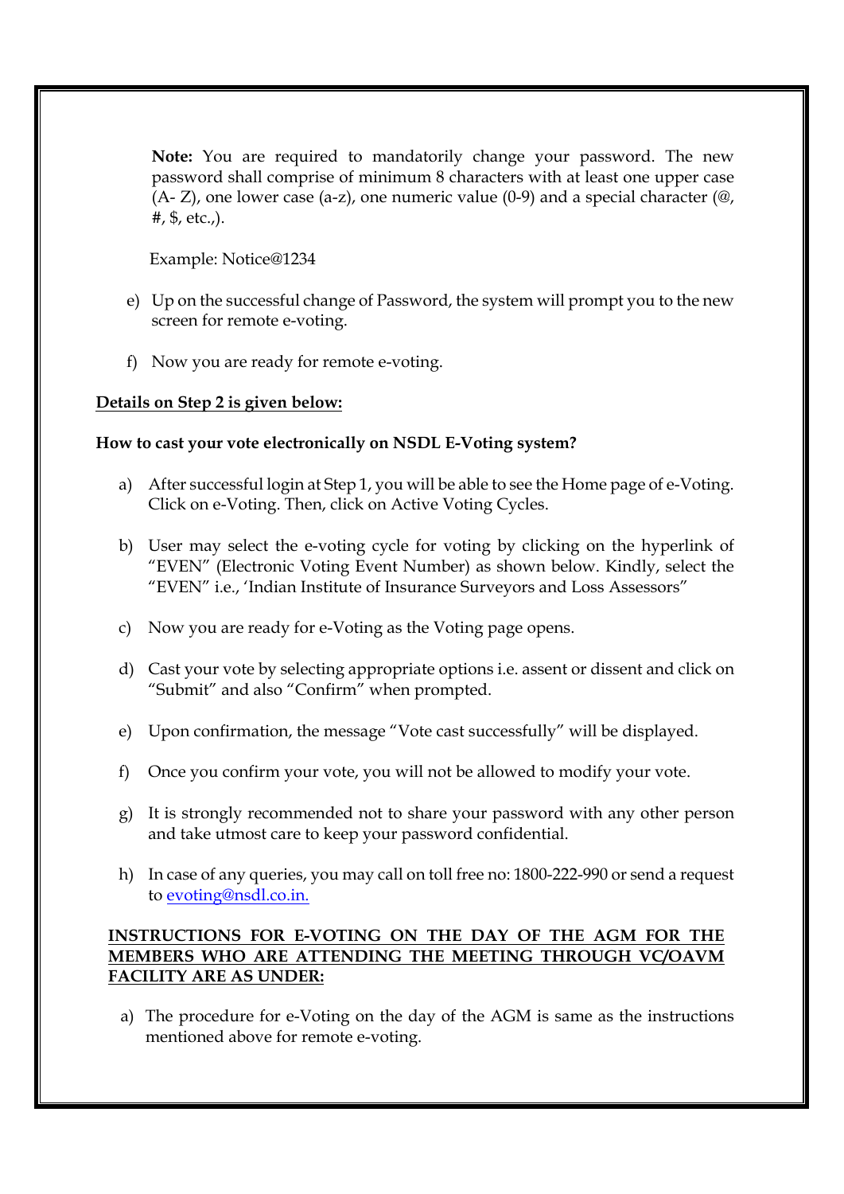**Note:** You are required to mandatorily change your password. The new password shall comprise of minimum 8 characters with at least one upper case (A- Z), one lower case (a-z), one numeric value (0-9) and a special character (@, #, $, etc.,).

Example: Notice@1234

e) Up on the successful change of Password, the system will prompt you to the new screen for remote e-voting.

f) Now you are ready for remote e-voting.

**Details on Step 2 is given below:**

**How to cast your vote electronically on NSDL E-Voting system?**

a) After successful login at Step 1, you will be able to see the Home page of e-Voting. Click on e-Voting. Then, click on Active Voting Cycles.

b) User may select the e-voting cycle for voting by clicking on the hyperlink of "EVEN" (Electronic Voting Event Number) as shown below. Kindly, select the "EVEN" i.e., 'Indian Institute of Insurance Surveyors and Loss Assessors"

c) Now you are ready for e-Voting as the Voting page opens.

d) Cast your vote by selecting appropriate options i.e. assent or dissent and click on "Submit" and also "Confirm" when prompted.

e) Upon confirmation, the message "Vote cast successfully" will be displayed.

f) Once you confirm your vote, you will not be allowed to modify your vote.

g) It is strongly recommended not to share your password with any other person and take utmost care to keep your password confidential.

h) In case of any queries, you may call on toll free no: 1800-222-990 or send a request to evoting@nsdl.co.in.

**INSTRUCTIONS FOR E-VOTING ON THE DAY OF THE AGM FOR THE MEMBERS WHO ARE ATTENDING THE MEETING THROUGH VC/OAVM FACILITY ARE AS UNDER:**

a) The procedure for e-Voting on the day of the AGM is same as the instructions mentioned above for remote e-voting.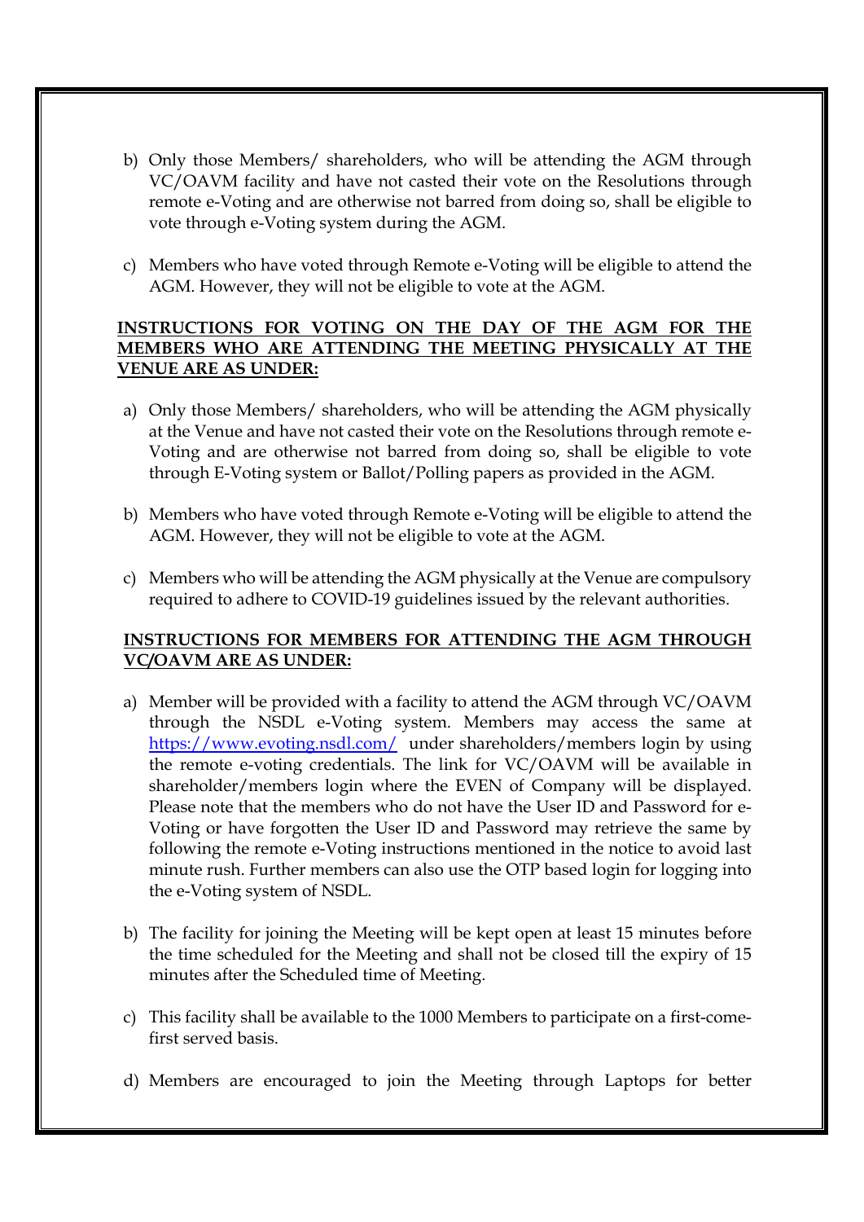b) Only those Members/ shareholders, who will be attending the AGM through VC/OAVM facility and have not casted their vote on the Resolutions through remote e-Voting and are otherwise not barred from doing so, shall be eligible to vote through e-Voting system during the AGM.

c) Members who have voted through Remote e-Voting will be eligible to attend the AGM. However, they will not be eligible to vote at the AGM.

**INSTRUCTIONS FOR VOTING ON THE DAY OF THE AGM FOR THE MEMBERS WHO ARE ATTENDING THE MEETING PHYSICALLY AT THE VENUE ARE AS UNDER:**

a) Only those Members/ shareholders, who will be attending the AGM physically at the Venue and have not casted their vote on the Resolutions through remote e-Voting and are otherwise not barred from doing so, shall be eligible to vote through E-Voting system or Ballot/Polling papers as provided in the AGM.

b) Members who have voted through Remote e-Voting will be eligible to attend the AGM. However, they will not be eligible to vote at the AGM.

c) Members who will be attending the AGM physically at the Venue are compulsory required to adhere to COVID-19 guidelines issued by the relevant authorities.

**INSTRUCTIONS FOR MEMBERS FOR ATTENDING THE AGM THROUGH VC/OAVM ARE AS UNDER:**

a) Member will be provided with a facility to attend the AGM through VC/OAVM through the NSDL e-Voting system. Members may access the same at https://www.evoting.nsdl.com/ under shareholders/members login by using the remote e-voting credentials. The link for VC/OAVM will be available in shareholder/members login where the EVEN of Company will be displayed. Please note that the members who do not have the User ID and Password for e-Voting or have forgotten the User ID and Password may retrieve the same by following the remote e-Voting instructions mentioned in the notice to avoid last minute rush. Further members can also use the OTP based login for logging into the e-Voting system of NSDL.

b) The facility for joining the Meeting will be kept open at least 15 minutes before the time scheduled for the Meeting and shall not be closed till the expiry of 15 minutes after the Scheduled time of Meeting.

c) This facility shall be available to the 1000 Members to participate on a first-come-first served basis.

d) Members are encouraged to join the Meeting through Laptops for better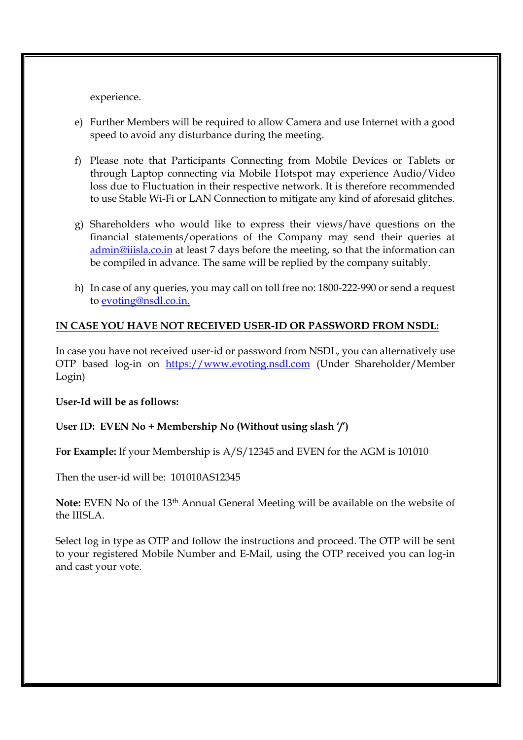experience.

e) Further Members will be required to allow Camera and use Internet with a good speed to avoid any disturbance during the meeting.

f) Please note that Participants Connecting from Mobile Devices or Tablets or through Laptop connecting via Mobile Hotspot may experience Audio/Video loss due to Fluctuation in their respective network. It is therefore recommended to use Stable Wi-Fi or LAN Connection to mitigate any kind of aforesaid glitches.

g) Shareholders who would like to express their views/have questions on the financial statements/operations of the Company may send their queries at admin@iiisla.co.in at least 7 days before the meeting, so that the information can be compiled in advance. The same will be replied by the company suitably.

h) In case of any queries, you may call on toll free no: 1800-222-990 or send a request to evoting@nsdl.co.in.

**IN CASE YOU HAVE NOT RECEIVED USER-ID OR PASSWORD FROM NSDL:**

In case you have not received user-id or password from NSDL, you can alternatively use OTP based log-in on https://www.evoting.nsdl.com (Under Shareholder/Member Login)

**User-Id will be as follows:**

**User ID: EVEN No + Membership No (Without using slash '/')**

**For Example:** If your Membership is A/S/12345 and EVEN for the AGM is 101010

Then the user-id will be: 101010AS12345

**Note:** EVEN No of the 13th Annual General Meeting will be available on the website of the IIISLA.

Select log in type as OTP and follow the instructions and proceed. The OTP will be sent to your registered Mobile Number and E-Mail, using the OTP received you can log-in and cast your vote.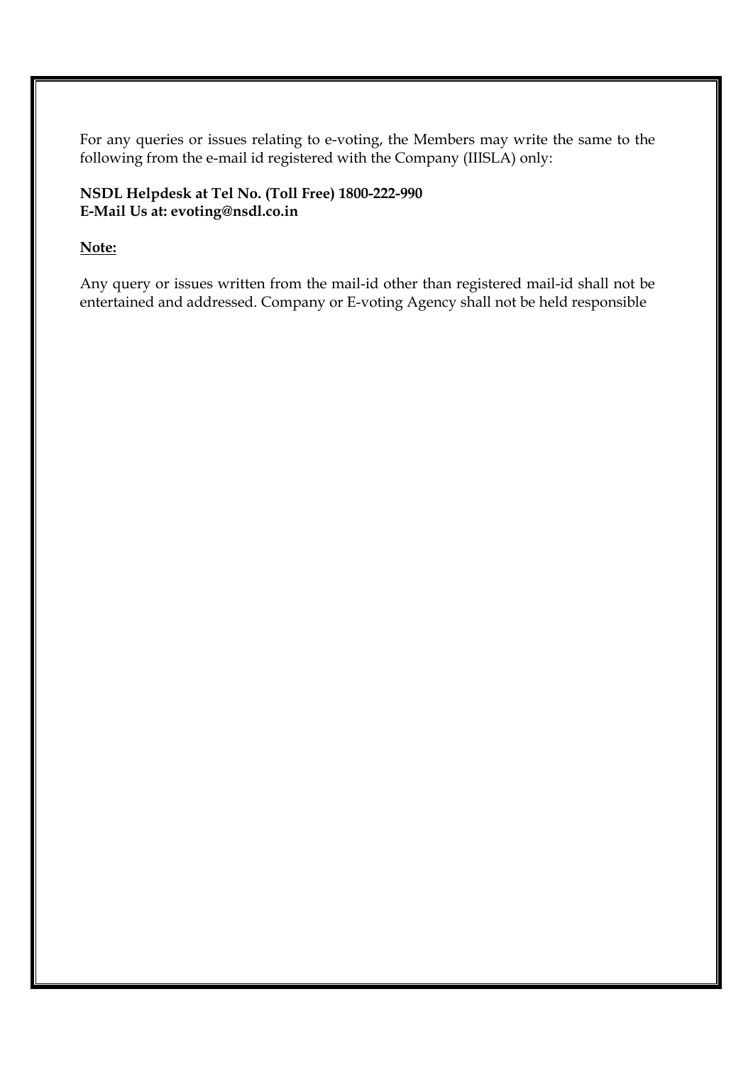For any queries or issues relating to e-voting, the Members may write the same to the following from the e-mail id registered with the Company (IIISLA) only:

**NSDL Helpdesk at Tel No. (Toll Free) 1800-222-990**
**E-Mail Us at: evoting@nsdl.co.in**

**Note:**

Any query or issues written from the mail-id other than registered mail-id shall not be entertained and addressed. Company or E-voting Agency shall not be held responsible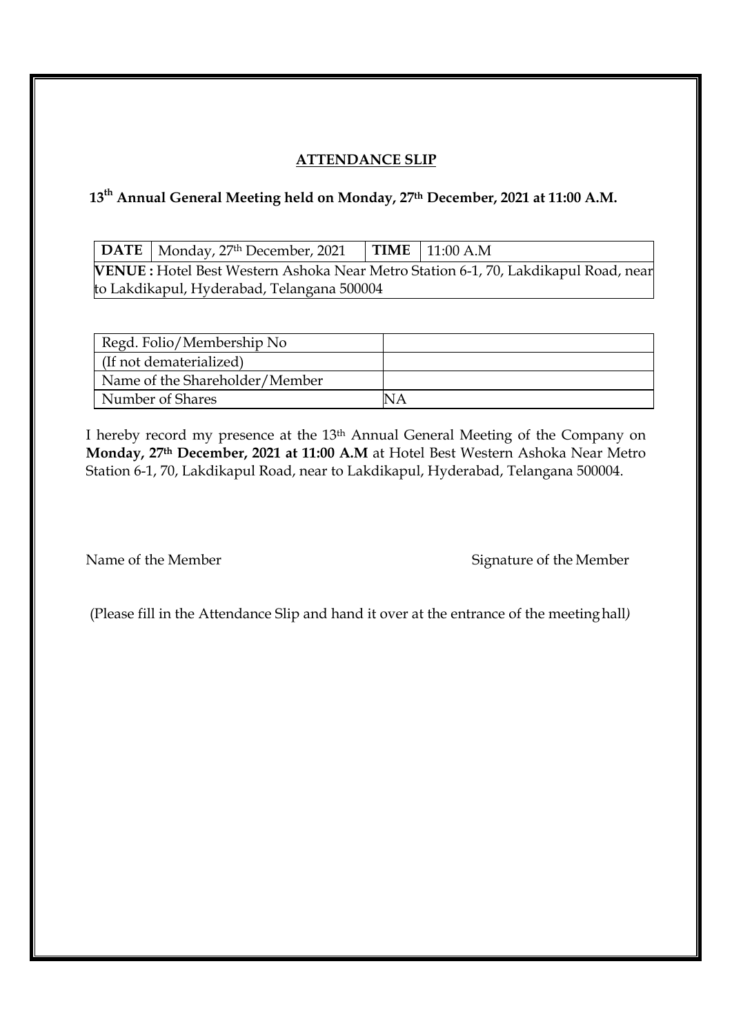## ATTENDANCE SLIP

**13th Annual General Meeting held on Monday, 27th December, 2021 at 11:00 A.M.**

| **DATE** | Monday, 27th December, 2021 | **TIME** | 11:00 A.M |
|---|---|---|---|
| **VENUE :** Hotel Best Western Ashoka Near Metro Station 6-1, 70, Lakdikapul Road, near to Lakdikapul, Hyderabad, Telangana 500004 | | | |

| Regd. Folio/Membership No | |
|---|---|
| (If not dematerialized) | |
| Name of the Shareholder/Member | |
| Number of Shares | NA |

I hereby record my presence at the 13th Annual General Meeting of the Company on **Monday, 27th December, 2021 at 11:00 A.M** at Hotel Best Western Ashoka Near Metro Station 6-1, 70, Lakdikapul Road, near to Lakdikapul, Hyderabad, Telangana 500004.

Name of the Member

Signature of the Member

(Please fill in the Attendance Slip and hand it over at the entrance of the meeting hall*)*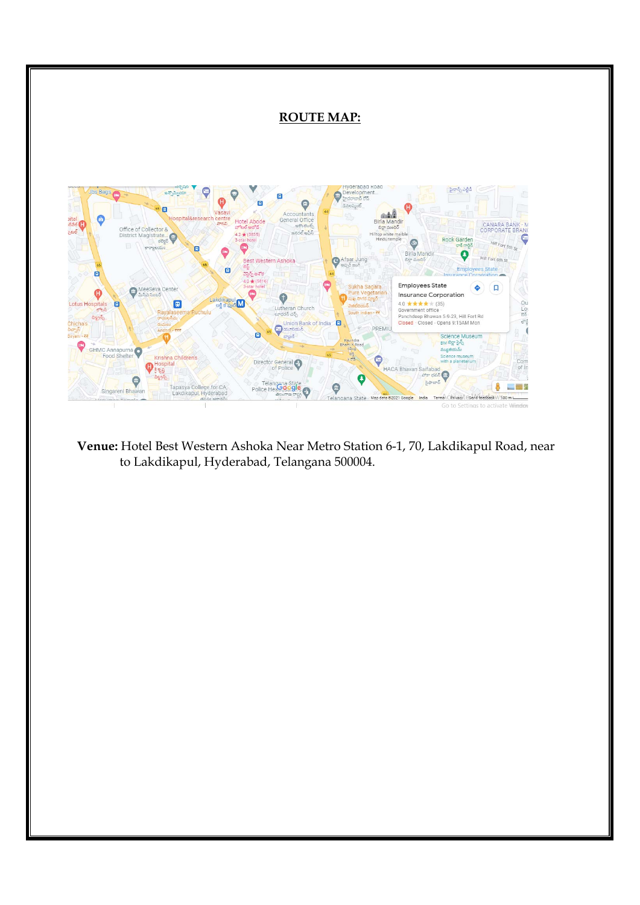# ROUTE MAP:

**Venue:** Hotel Best Western Ashoka Near Metro Station 6-1, 70, Lakdikapul Road, near to Lakdikapul, Hyderabad, Telangana 500004.